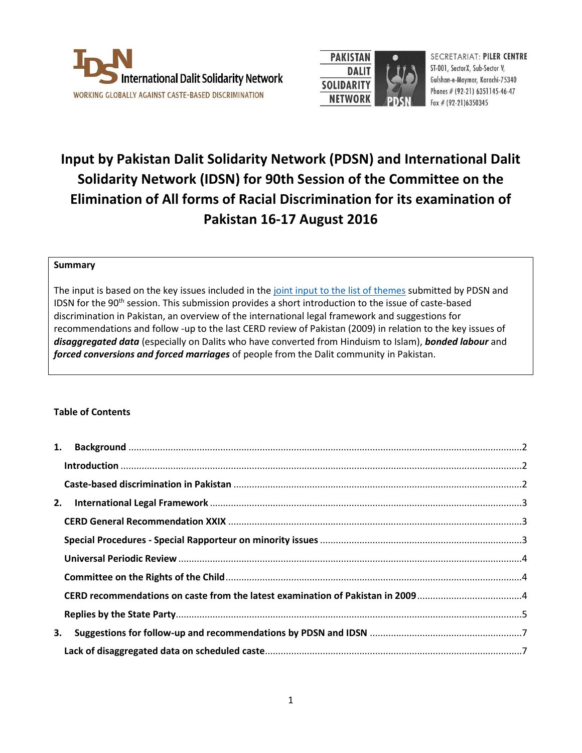International Dalit Solidarity Network
WORKING GLOBALLY AGAINST CASTE-BASED DISCRIMINATION

PAKISTAN DALIT SOLIDARITY NETWORK

SECRETARIAT: PILER CENTRE
ST-001, SectorX, Sub-Sector V,
Gulshan-e-Maymar, Karachi-75340
Phones # (92-21) 6351145-46-47
Fax # (92-21)6350345

# Input by Pakistan Dalit Solidarity Network (PDSN) and International Dalit Solidarity Network (IDSN) for 90th Session of the Committee on the Elimination of All forms of Racial Discrimination for its examination of Pakistan 16-17 August 2016

**Summary**

The input is based on the key issues included in the joint input to the list of themes submitted by PDSN and IDSN for the 90th session. This submission provides a short introduction to the issue of caste-based discrimination in Pakistan, an overview of the international legal framework and suggestions for recommendations and follow -up to the last CERD review of Pakistan (2009) in relation to the key issues of ***disaggregated data*** (especially on Dalits who have converted from Hinduism to Islam), ***bonded labour*** and ***forced conversions and forced marriages*** of people from the Dalit community in Pakistan.

**Table of Contents**

1. **Background** ........................................ 2
   - **Introduction** ........................................ 2
   - **Caste-based discrimination in Pakistan** ........................................ 2
2. **International Legal Framework** ........................................ 3
   - **CERD General Recommendation XXIX** ........................................ 3
   - **Special Procedures - Special Rapporteur on minority issues** ........................................ 3
   - **Universal Periodic Review** ........................................ 4
   - **Committee on the Rights of the Child** ........................................ 4
   - **CERD recommendations on caste from the latest examination of Pakistan in 2009** ........................................ 4
   - **Replies by the State Party** ........................................ 5
3. **Suggestions for follow-up and recommendations by PDSN and IDSN** ........................................ 7
   - **Lack of disaggregated data on scheduled caste** ........................................ 7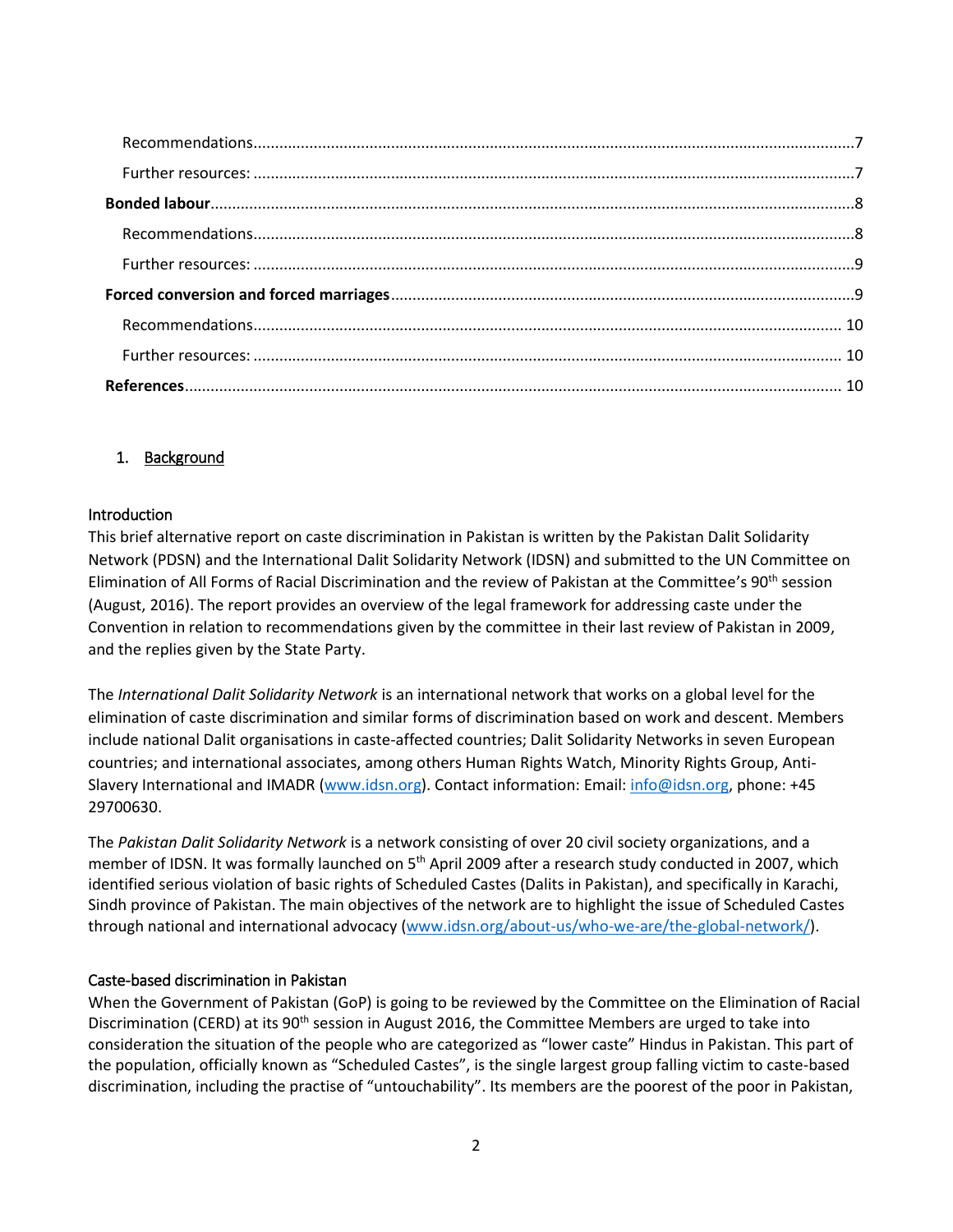Recommendations.......................................................................................................................................7

Further resources: .......................................................................................................................................7

**Bonded labour**.................................................................................................................................................8

Recommendations.......................................................................................................................................8

Further resources: .......................................................................................................................................9

**Forced conversion and forced marriages**........................................................................................................9

Recommendations....................................................................................................................................... 10

Further resources: ....................................................................................................................................... 10

**References**....................................................................................................................................................... 10

# 1. Background

## Introduction

This brief alternative report on caste discrimination in Pakistan is written by the Pakistan Dalit Solidarity Network (PDSN) and the International Dalit Solidarity Network (IDSN) and submitted to the UN Committee on Elimination of All Forms of Racial Discrimination and the review of Pakistan at the Committee's 90th session (August, 2016). The report provides an overview of the legal framework for addressing caste under the Convention in relation to recommendations given by the committee in their last review of Pakistan in 2009, and the replies given by the State Party.

The *International Dalit Solidarity Network* is an international network that works on a global level for the elimination of caste discrimination and similar forms of discrimination based on work and descent. Members include national Dalit organisations in caste-affected countries; Dalit Solidarity Networks in seven European countries; and international associates, among others Human Rights Watch, Minority Rights Group, Anti-Slavery International and IMADR (www.idsn.org). Contact information: Email: info@idsn.org, phone: +45 29700630.

The *Pakistan Dalit Solidarity Network* is a network consisting of over 20 civil society organizations, and a member of IDSN. It was formally launched on 5th April 2009 after a research study conducted in 2007, which identified serious violation of basic rights of Scheduled Castes (Dalits in Pakistan), and specifically in Karachi, Sindh province of Pakistan. The main objectives of the network are to highlight the issue of Scheduled Castes through national and international advocacy (www.idsn.org/about-us/who-we-are/the-global-network/).

## Caste-based discrimination in Pakistan

When the Government of Pakistan (GoP) is going to be reviewed by the Committee on the Elimination of Racial Discrimination (CERD) at its 90th session in August 2016, the Committee Members are urged to take into consideration the situation of the people who are categorized as "lower caste" Hindus in Pakistan. This part of the population, officially known as "Scheduled Castes", is the single largest group falling victim to caste-based discrimination, including the practise of "untouchability". Its members are the poorest of the poor in Pakistan,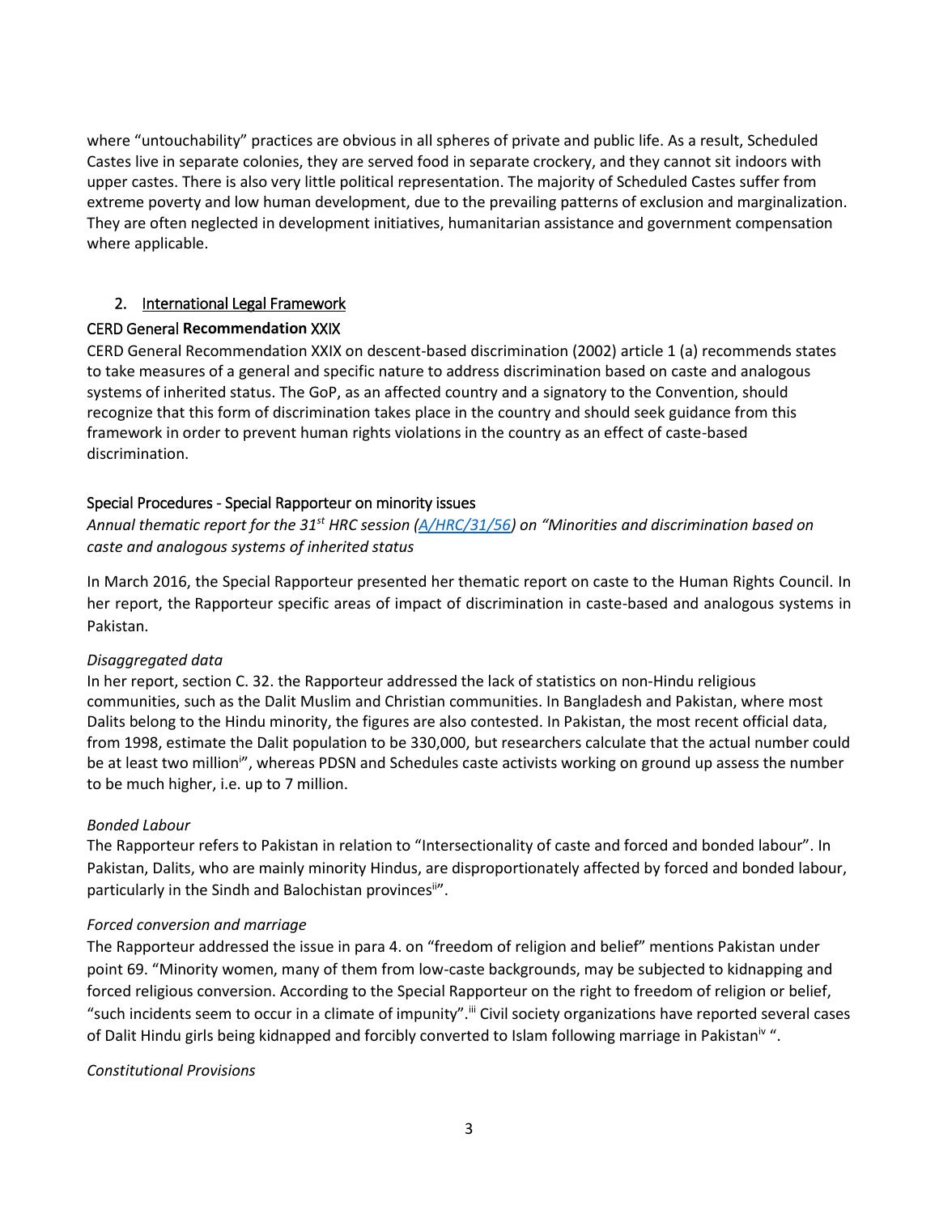where "untouchability" practices are obvious in all spheres of private and public life. As a result, Scheduled Castes live in separate colonies, they are served food in separate crockery, and they cannot sit indoors with upper castes. There is also very little political representation. The majority of Scheduled Castes suffer from extreme poverty and low human development, due to the prevailing patterns of exclusion and marginalization. They are often neglected in development initiatives, humanitarian assistance and government compensation where applicable.

## 2. International Legal Framework

### CERD General **Recommendation** XXIX

CERD General Recommendation XXIX on descent-based discrimination (2002) article 1 (a) recommends states to take measures of a general and specific nature to address discrimination based on caste and analogous systems of inherited status. The GoP, as an affected country and a signatory to the Convention, should recognize that this form of discrimination takes place in the country and should seek guidance from this framework in order to prevent human rights violations in the country as an effect of caste-based discrimination.

### Special Procedures - Special Rapporteur on minority issues

*Annual thematic report for the 31st HRC session ([A/HRC/31/56](A/HRC/31/56)) on "Minorities and discrimination based on caste and analogous systems of inherited status*

In March 2016, the Special Rapporteur presented her thematic report on caste to the Human Rights Council. In her report, the Rapporteur specific areas of impact of discrimination in caste-based and analogous systems in Pakistan.

*Disaggregated data*

In her report, section C. 32. the Rapporteur addressed the lack of statistics on non-Hindu religious communities, such as the Dalit Muslim and Christian communities. In Bangladesh and Pakistan, where most Dalits belong to the Hindu minority, the figures are also contested. In Pakistan, the most recent official data, from 1998, estimate the Dalit population to be 330,000, but researchers calculate that the actual number could be at least two million[i]", whereas PDSN and Schedules caste activists working on ground up assess the number to be much higher, i.e. up to 7 million.

*Bonded Labour*

The Rapporteur refers to Pakistan in relation to "Intersectionality of caste and forced and bonded labour". In Pakistan, Dalits, who are mainly minority Hindus, are disproportionately affected by forced and bonded labour, particularly in the Sindh and Balochistan provinces[ii]".

*Forced conversion and marriage*

The Rapporteur addressed the issue in para 4. on "freedom of religion and belief" mentions Pakistan under point 69. "Minority women, many of them from low-caste backgrounds, may be subjected to kidnapping and forced religious conversion. According to the Special Rapporteur on the right to freedom of religion or belief, "such incidents seem to occur in a climate of impunity".[iii] Civil society organizations have reported several cases of Dalit Hindu girls being kidnapped and forcibly converted to Islam following marriage in Pakistan[iv] ".

*Constitutional Provisions*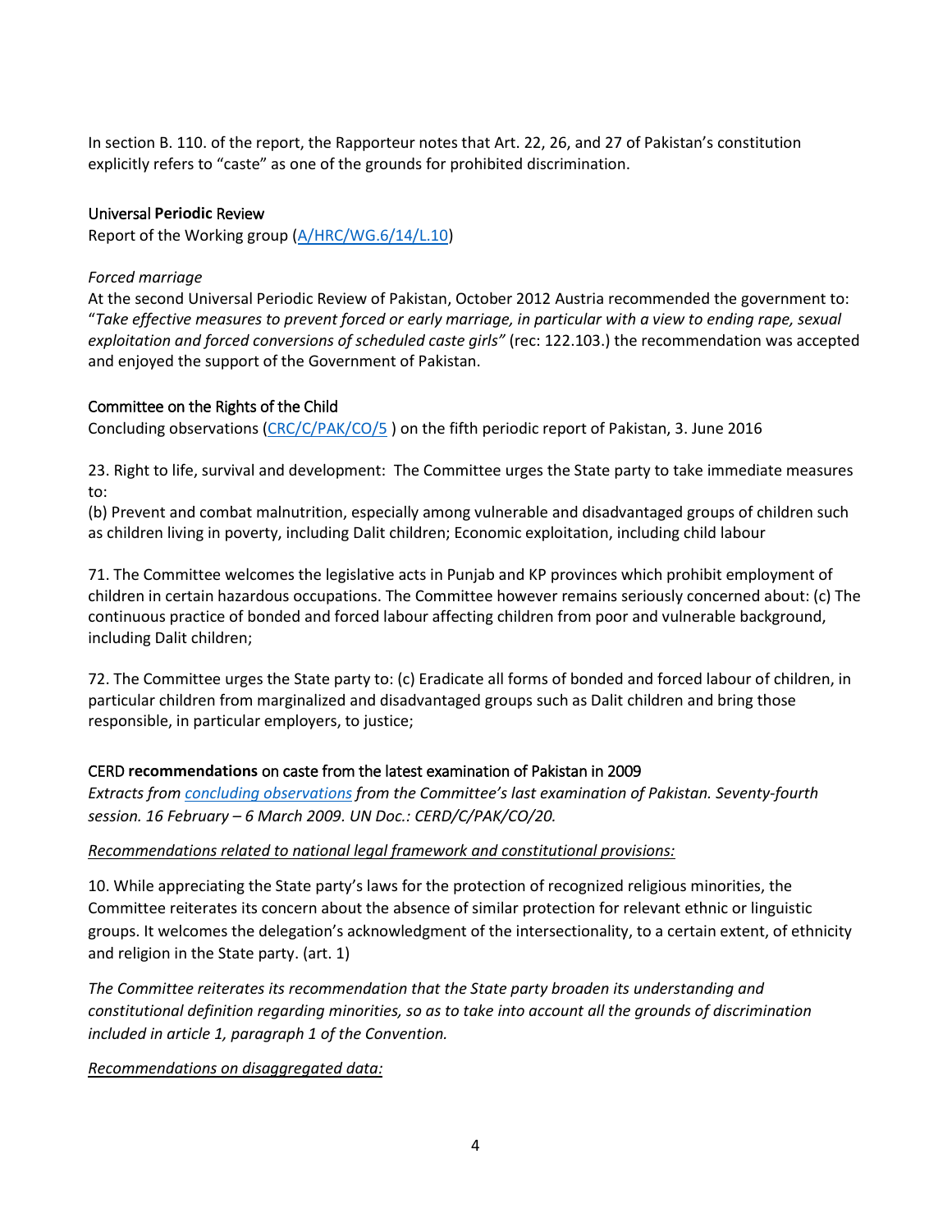In section B. 110. of the report, the Rapporteur notes that Art. 22, 26, and 27 of Pakistan's constitution explicitly refers to "caste" as one of the grounds for prohibited discrimination.

## Universal **Periodic** Review

Report of the Working group ([A/HRC/WG.6/14/L.10](A/HRC/WG.6/14/L.10))

*Forced marriage*

At the second Universal Periodic Review of Pakistan, October 2012 Austria recommended the government to: "*Take effective measures to prevent forced or early marriage, in particular with a view to ending rape, sexual exploitation and forced conversions of scheduled caste girls"* (rec: 122.103.) the recommendation was accepted and enjoyed the support of the Government of Pakistan.

## Committee on the Rights of the Child

Concluding observations ([CRC/C/PAK/CO/5](CRC/C/PAK/CO/5) ) on the fifth periodic report of Pakistan, 3. June 2016

23. Right to life, survival and development: The Committee urges the State party to take immediate measures to:

(b) Prevent and combat malnutrition, especially among vulnerable and disadvantaged groups of children such as children living in poverty, including Dalit children; Economic exploitation, including child labour

71. The Committee welcomes the legislative acts in Punjab and KP provinces which prohibit employment of children in certain hazardous occupations. The Committee however remains seriously concerned about: (c) The continuous practice of bonded and forced labour affecting children from poor and vulnerable background, including Dalit children;

72. The Committee urges the State party to: (c) Eradicate all forms of bonded and forced labour of children, in particular children from marginalized and disadvantaged groups such as Dalit children and bring those responsible, in particular employers, to justice;

## CERD **recommendations** on caste from the latest examination of Pakistan in 2009

*Extracts from concluding observations from the Committee's last examination of Pakistan. Seventy-fourth session. 16 February – 6 March 2009. UN Doc.: CERD/C/PAK/CO/20.*

*Recommendations related to national legal framework and constitutional provisions:*

10. While appreciating the State party's laws for the protection of recognized religious minorities, the Committee reiterates its concern about the absence of similar protection for relevant ethnic or linguistic groups. It welcomes the delegation's acknowledgment of the intersectionality, to a certain extent, of ethnicity and religion in the State party. (art. 1)

*The Committee reiterates its recommendation that the State party broaden its understanding and constitutional definition regarding minorities, so as to take into account all the grounds of discrimination included in article 1, paragraph 1 of the Convention.*

*Recommendations on disaggregated data:*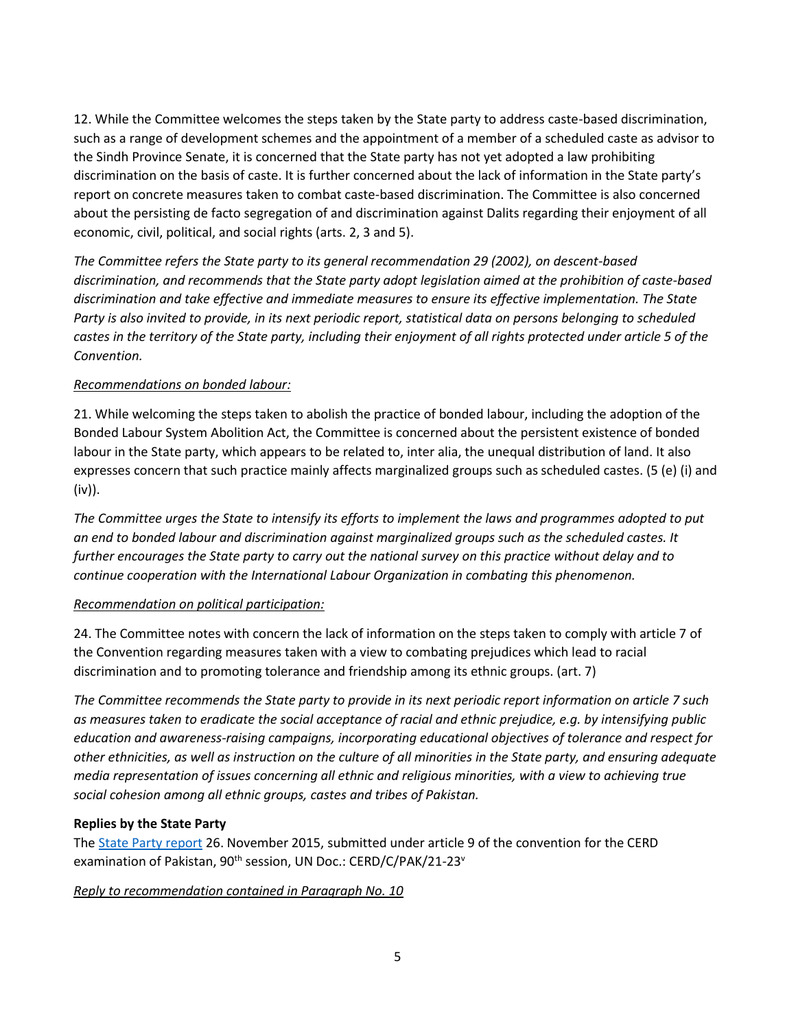12. While the Committee welcomes the steps taken by the State party to address caste-based discrimination, such as a range of development schemes and the appointment of a member of a scheduled caste as advisor to the Sindh Province Senate, it is concerned that the State party has not yet adopted a law prohibiting discrimination on the basis of caste. It is further concerned about the lack of information in the State party's report on concrete measures taken to combat caste-based discrimination. The Committee is also concerned about the persisting de facto segregation of and discrimination against Dalits regarding their enjoyment of all economic, civil, political, and social rights (arts. 2, 3 and 5).

*The Committee refers the State party to its general recommendation 29 (2002), on descent-based discrimination, and recommends that the State party adopt legislation aimed at the prohibition of caste-based discrimination and take effective and immediate measures to ensure its effective implementation. The State Party is also invited to provide, in its next periodic report, statistical data on persons belonging to scheduled castes in the territory of the State party, including their enjoyment of all rights protected under article 5 of the Convention.*

*Recommendations on bonded labour:*

21. While welcoming the steps taken to abolish the practice of bonded labour, including the adoption of the Bonded Labour System Abolition Act, the Committee is concerned about the persistent existence of bonded labour in the State party, which appears to be related to, inter alia, the unequal distribution of land. It also expresses concern that such practice mainly affects marginalized groups such as scheduled castes. (5 (e) (i) and (iv)).

*The Committee urges the State to intensify its efforts to implement the laws and programmes adopted to put an end to bonded labour and discrimination against marginalized groups such as the scheduled castes. It further encourages the State party to carry out the national survey on this practice without delay and to continue cooperation with the International Labour Organization in combating this phenomenon.*

*Recommendation on political participation:*

24. The Committee notes with concern the lack of information on the steps taken to comply with article 7 of the Convention regarding measures taken with a view to combating prejudices which lead to racial discrimination and to promoting tolerance and friendship among its ethnic groups. (art. 7)

*The Committee recommends the State party to provide in its next periodic report information on article 7 such as measures taken to eradicate the social acceptance of racial and ethnic prejudice, e.g. by intensifying public education and awareness-raising campaigns, incorporating educational objectives of tolerance and respect for other ethnicities, as well as instruction on the culture of all minorities in the State party, and ensuring adequate media representation of issues concerning all ethnic and religious minorities, with a view to achieving true social cohesion among all ethnic groups, castes and tribes of Pakistan.*

**Replies by the State Party**

The State Party report 26. November 2015, submitted under article 9 of the convention for the CERD examination of Pakistan, 90th session, UN Doc.: CERD/C/PAK/21-23[v]

*Reply to recommendation contained in Paragraph No. 10*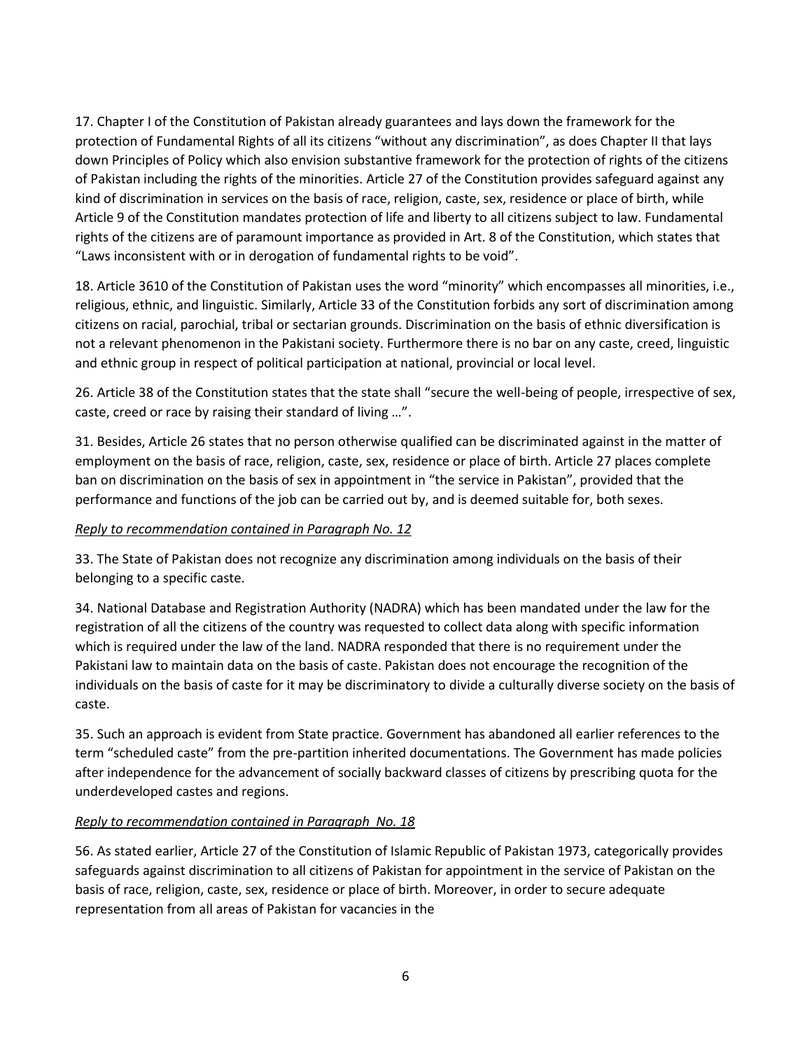17. Chapter I of the Constitution of Pakistan already guarantees and lays down the framework for the protection of Fundamental Rights of all its citizens "without any discrimination", as does Chapter II that lays down Principles of Policy which also envision substantive framework for the protection of rights of the citizens of Pakistan including the rights of the minorities. Article 27 of the Constitution provides safeguard against any kind of discrimination in services on the basis of race, religion, caste, sex, residence or place of birth, while Article 9 of the Constitution mandates protection of life and liberty to all citizens subject to law. Fundamental rights of the citizens are of paramount importance as provided in Art. 8 of the Constitution, which states that "Laws inconsistent with or in derogation of fundamental rights to be void".

18. Article 3610 of the Constitution of Pakistan uses the word "minority" which encompasses all minorities, i.e., religious, ethnic, and linguistic. Similarly, Article 33 of the Constitution forbids any sort of discrimination among citizens on racial, parochial, tribal or sectarian grounds. Discrimination on the basis of ethnic diversification is not a relevant phenomenon in the Pakistani society. Furthermore there is no bar on any caste, creed, linguistic and ethnic group in respect of political participation at national, provincial or local level.

26. Article 38 of the Constitution states that the state shall "secure the well-being of people, irrespective of sex, caste, creed or race by raising their standard of living …".

31. Besides, Article 26 states that no person otherwise qualified can be discriminated against in the matter of employment on the basis of race, religion, caste, sex, residence or place of birth. Article 27 places complete ban on discrimination on the basis of sex in appointment in "the service in Pakistan", provided that the performance and functions of the job can be carried out by, and is deemed suitable for, both sexes.

*Reply to recommendation contained in Paragraph No. 12*

33. The State of Pakistan does not recognize any discrimination among individuals on the basis of their belonging to a specific caste.

34. National Database and Registration Authority (NADRA) which has been mandated under the law for the registration of all the citizens of the country was requested to collect data along with specific information which is required under the law of the land. NADRA responded that there is no requirement under the Pakistani law to maintain data on the basis of caste. Pakistan does not encourage the recognition of the individuals on the basis of caste for it may be discriminatory to divide a culturally diverse society on the basis of caste.

35. Such an approach is evident from State practice. Government has abandoned all earlier references to the term "scheduled caste" from the pre-partition inherited documentations. The Government has made policies after independence for the advancement of socially backward classes of citizens by prescribing quota for the underdeveloped castes and regions.

*Reply to recommendation contained in Paragraph No. 18*

56. As stated earlier, Article 27 of the Constitution of Islamic Republic of Pakistan 1973, categorically provides safeguards against discrimination to all citizens of Pakistan for appointment in the service of Pakistan on the basis of race, religion, caste, sex, residence or place of birth. Moreover, in order to secure adequate representation from all areas of Pakistan for vacancies in the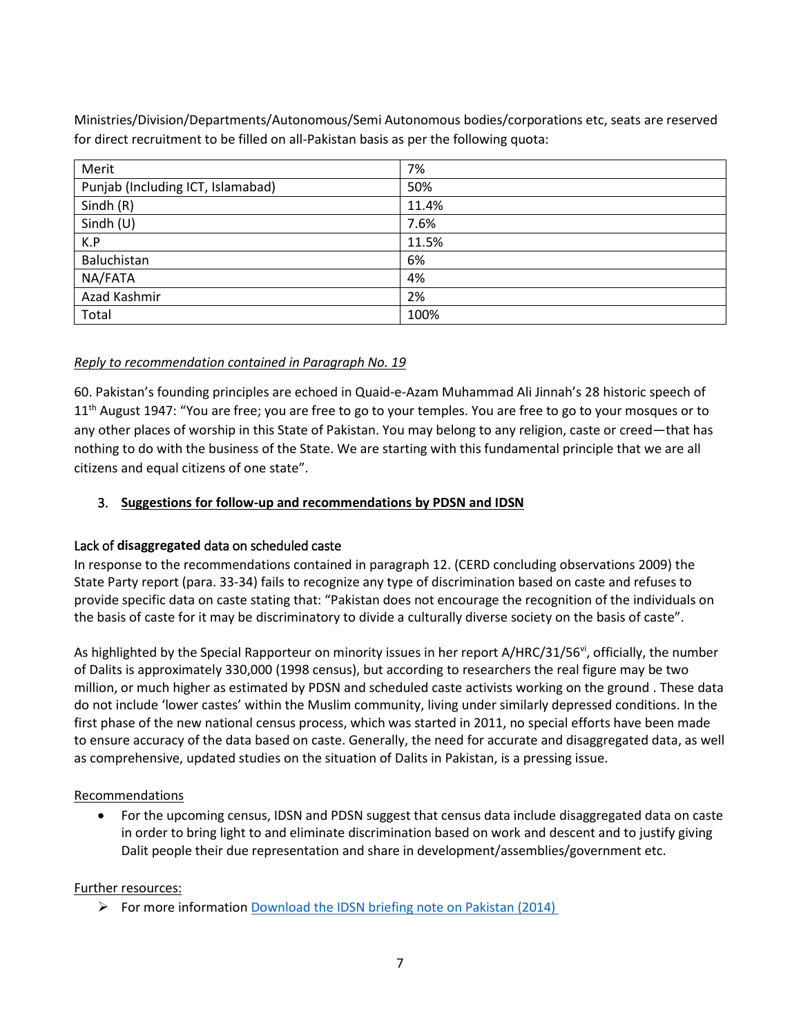Ministries/Division/Departments/Autonomous/Semi Autonomous bodies/corporations etc, seats are reserved for direct recruitment to be filled on all-Pakistan basis as per the following quota:

| Merit | 7% |
|---|---|
| Punjab (Including ICT, Islamabad) | 50% |
| Sindh (R) | 11.4% |
| Sindh (U) | 7.6% |
| K.P | 11.5% |
| Baluchistan | 6% |
| NA/FATA | 4% |
| Azad Kashmir | 2% |
| Total | 100% |

*Reply to recommendation contained in Paragraph No. 19*

60. Pakistan's founding principles are echoed in Quaid-e-Azam Muhammad Ali Jinnah's 28 historic speech of 11th August 1947: "You are free; you are free to go to your temples. You are free to go to your mosques or to any other places of worship in this State of Pakistan. You may belong to any religion, caste or creed—that has nothing to do with the business of the State. We are starting with this fundamental principle that we are all citizens and equal citizens of one state".

## 3. Suggestions for follow-up and recommendations by PDSN and IDSN

### Lack of **disaggregated** data on scheduled caste

In response to the recommendations contained in paragraph 12. (CERD concluding observations 2009) the State Party report (para. 33-34) fails to recognize any type of discrimination based on caste and refuses to provide specific data on caste stating that: "Pakistan does not encourage the recognition of the individuals on the basis of caste for it may be discriminatory to divide a culturally diverse society on the basis of caste".

As highlighted by the Special Rapporteur on minority issues in her report A/HRC/31/56[vi], officially, the number of Dalits is approximately 330,000 (1998 census), but according to researchers the real figure may be two million, or much higher as estimated by PDSN and scheduled caste activists working on the ground . These data do not include 'lower castes' within the Muslim community, living under similarly depressed conditions. In the first phase of the new national census process, which was started in 2011, no special efforts have been made to ensure accuracy of the data based on caste. Generally, the need for accurate and disaggregated data, as well as comprehensive, updated studies on the situation of Dalits in Pakistan, is a pressing issue.

Recommendations

- For the upcoming census, IDSN and PDSN suggest that census data include disaggregated data on caste in order to bring light to and eliminate discrimination based on work and descent and to justify giving Dalit people their due representation and share in development/assemblies/government etc.

Further resources:

- For more information [Download the IDSN briefing note on Pakistan (2014)]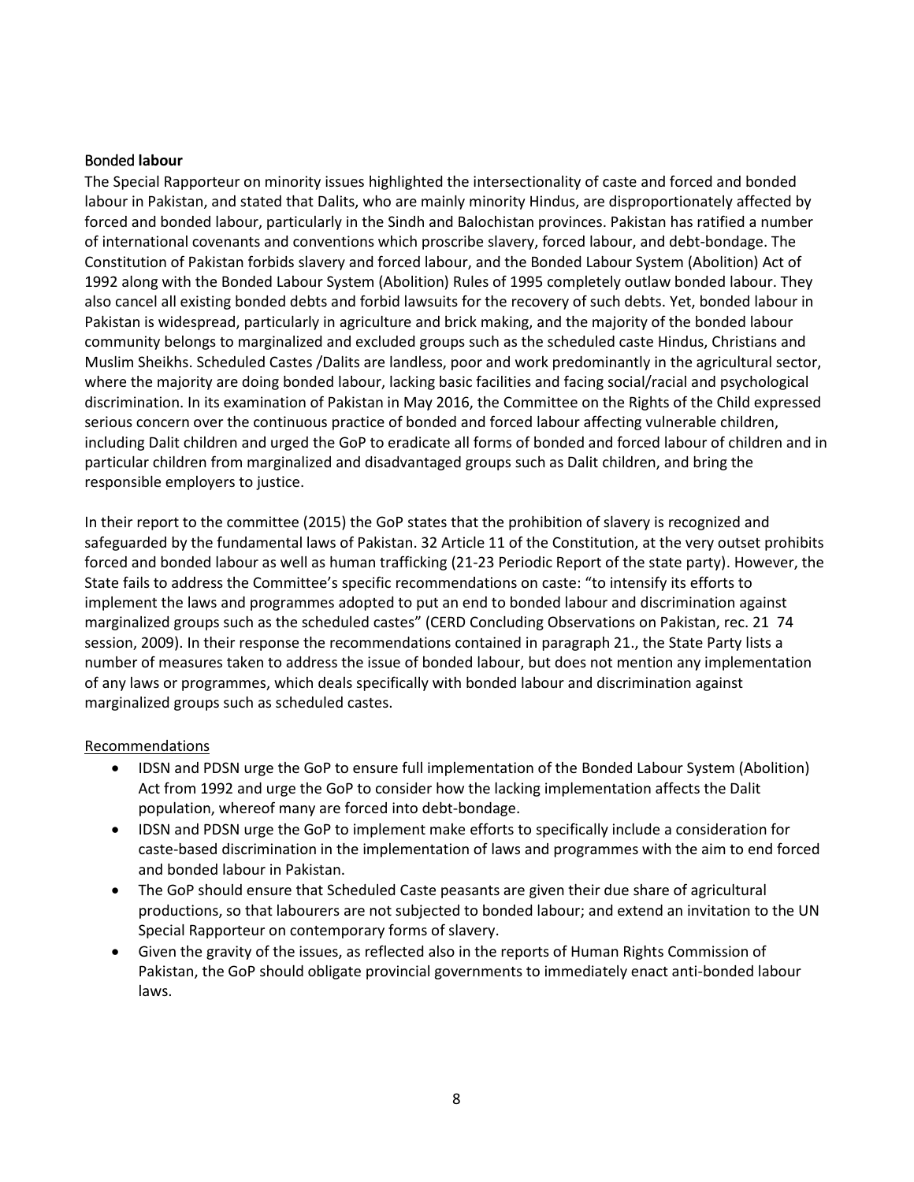## Bonded labour

The Special Rapporteur on minority issues highlighted the intersectionality of caste and forced and bonded labour in Pakistan, and stated that Dalits, who are mainly minority Hindus, are disproportionately affected by forced and bonded labour, particularly in the Sindh and Balochistan provinces. Pakistan has ratified a number of international covenants and conventions which proscribe slavery, forced labour, and debt-bondage. The Constitution of Pakistan forbids slavery and forced labour, and the Bonded Labour System (Abolition) Act of 1992 along with the Bonded Labour System (Abolition) Rules of 1995 completely outlaw bonded labour. They also cancel all existing bonded debts and forbid lawsuits for the recovery of such debts. Yet, bonded labour in Pakistan is widespread, particularly in agriculture and brick making, and the majority of the bonded labour community belongs to marginalized and excluded groups such as the scheduled caste Hindus, Christians and Muslim Sheikhs. Scheduled Castes /Dalits are landless, poor and work predominantly in the agricultural sector, where the majority are doing bonded labour, lacking basic facilities and facing social/racial and psychological discrimination. In its examination of Pakistan in May 2016, the Committee on the Rights of the Child expressed serious concern over the continuous practice of bonded and forced labour affecting vulnerable children, including Dalit children and urged the GoP to eradicate all forms of bonded and forced labour of children and in particular children from marginalized and disadvantaged groups such as Dalit children, and bring the responsible employers to justice.

In their report to the committee (2015) the GoP states that the prohibition of slavery is recognized and safeguarded by the fundamental laws of Pakistan. 32 Article 11 of the Constitution, at the very outset prohibits forced and bonded labour as well as human trafficking (21-23 Periodic Report of the state party). However, the State fails to address the Committee's specific recommendations on caste: "to intensify its efforts to implement the laws and programmes adopted to put an end to bonded labour and discrimination against marginalized groups such as the scheduled castes" (CERD Concluding Observations on Pakistan, rec. 21 74 session, 2009). In their response the recommendations contained in paragraph 21., the State Party lists a number of measures taken to address the issue of bonded labour, but does not mention any implementation of any laws or programmes, which deals specifically with bonded labour and discrimination against marginalized groups such as scheduled castes.

### Recommendations

- IDSN and PDSN urge the GoP to ensure full implementation of the Bonded Labour System (Abolition) Act from 1992 and urge the GoP to consider how the lacking implementation affects the Dalit population, whereof many are forced into debt-bondage.
- IDSN and PDSN urge the GoP to implement make efforts to specifically include a consideration for caste-based discrimination in the implementation of laws and programmes with the aim to end forced and bonded labour in Pakistan.
- The GoP should ensure that Scheduled Caste peasants are given their due share of agricultural productions, so that labourers are not subjected to bonded labour; and extend an invitation to the UN Special Rapporteur on contemporary forms of slavery.
- Given the gravity of the issues, as reflected also in the reports of Human Rights Commission of Pakistan, the GoP should obligate provincial governments to immediately enact anti-bonded labour laws.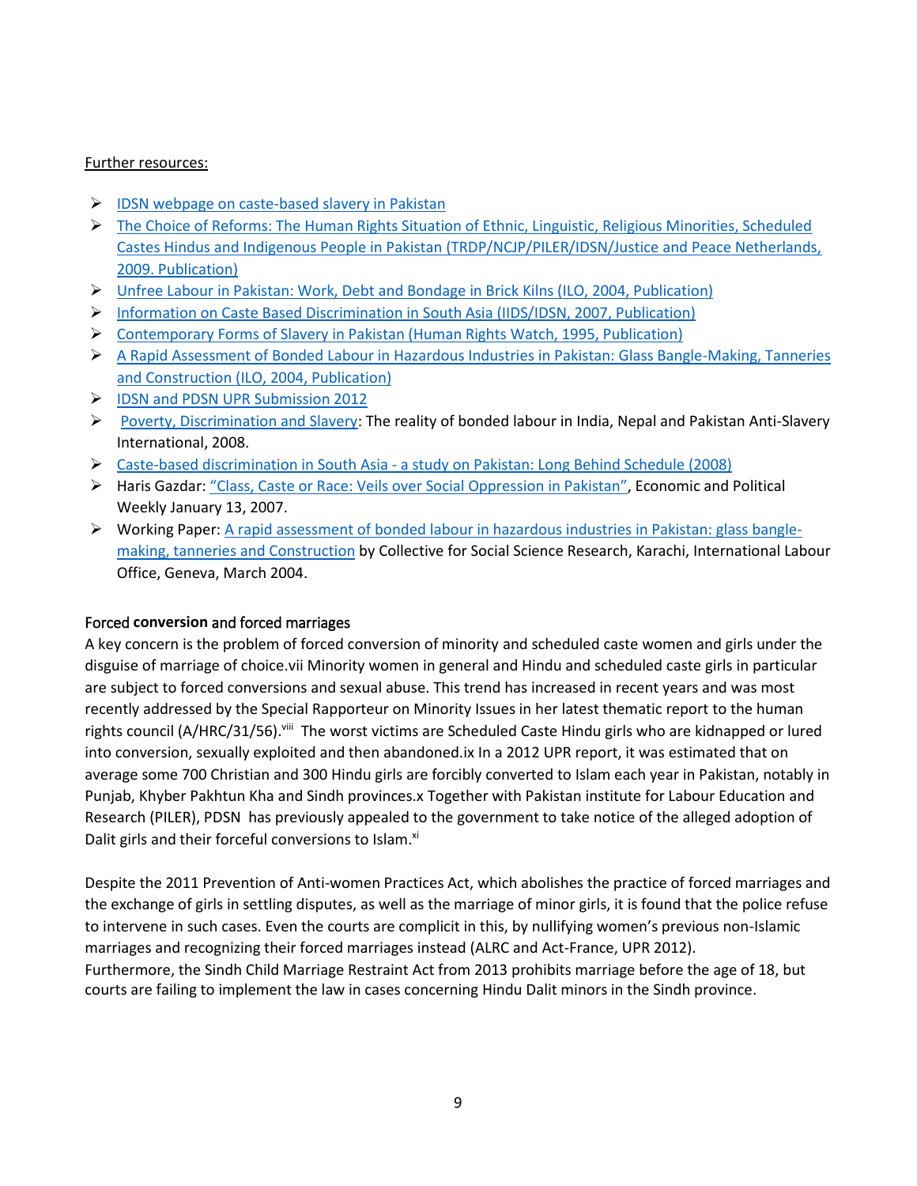Further resources:

- IDSN webpage on caste-based slavery in Pakistan
- The Choice of Reforms: The Human Rights Situation of Ethnic, Linguistic, Religious Minorities, Scheduled Castes Hindus and Indigenous People in Pakistan (TRDP/NCJP/PILER/IDSN/Justice and Peace Netherlands, 2009. Publication)
- Unfree Labour in Pakistan: Work, Debt and Bondage in Brick Kilns (ILO, 2004, Publication)
- Information on Caste Based Discrimination in South Asia (IIDS/IDSN, 2007, Publication)
- Contemporary Forms of Slavery in Pakistan (Human Rights Watch, 1995, Publication)
- A Rapid Assessment of Bonded Labour in Hazardous Industries in Pakistan: Glass Bangle-Making, Tanneries and Construction (ILO, 2004, Publication)
- IDSN and PDSN UPR Submission 2012
- Poverty, Discrimination and Slavery: The reality of bonded labour in India, Nepal and Pakistan Anti-Slavery International, 2008.
- Caste-based discrimination in South Asia - a study on Pakistan: Long Behind Schedule (2008)
- Haris Gazdar: "Class, Caste or Race: Veils over Social Oppression in Pakistan", Economic and Political Weekly January 13, 2007.
- Working Paper: A rapid assessment of bonded labour in hazardous industries in Pakistan: glass bangle-making, tanneries and Construction by Collective for Social Science Research, Karachi, International Labour Office, Geneva, March 2004.

## Forced **conversion** and forced marriages

A key concern is the problem of forced conversion of minority and scheduled caste women and girls under the disguise of marriage of choice.vii Minority women in general and Hindu and scheduled caste girls in particular are subject to forced conversions and sexual abuse. This trend has increased in recent years and was most recently addressed by the Special Rapporteur on Minority Issues in her latest thematic report to the human rights council (A/HRC/31/56).[viii] The worst victims are Scheduled Caste Hindu girls who are kidnapped or lured into conversion, sexually exploited and then abandoned.ix In a 2012 UPR report, it was estimated that on average some 700 Christian and 300 Hindu girls are forcibly converted to Islam each year in Pakistan, notably in Punjab, Khyber Pakhtun Kha and Sindh provinces.x Together with Pakistan institute for Labour Education and Research (PILER), PDSN has previously appealed to the government to take notice of the alleged adoption of Dalit girls and their forceful conversions to Islam.[xi]

Despite the 2011 Prevention of Anti-women Practices Act, which abolishes the practice of forced marriages and the exchange of girls in settling disputes, as well as the marriage of minor girls, it is found that the police refuse to intervene in such cases. Even the courts are complicit in this, by nullifying women's previous non-Islamic marriages and recognizing their forced marriages instead (ALRC and Act-France, UPR 2012). Furthermore, the Sindh Child Marriage Restraint Act from 2013 prohibits marriage before the age of 18, but courts are failing to implement the law in cases concerning Hindu Dalit minors in the Sindh province.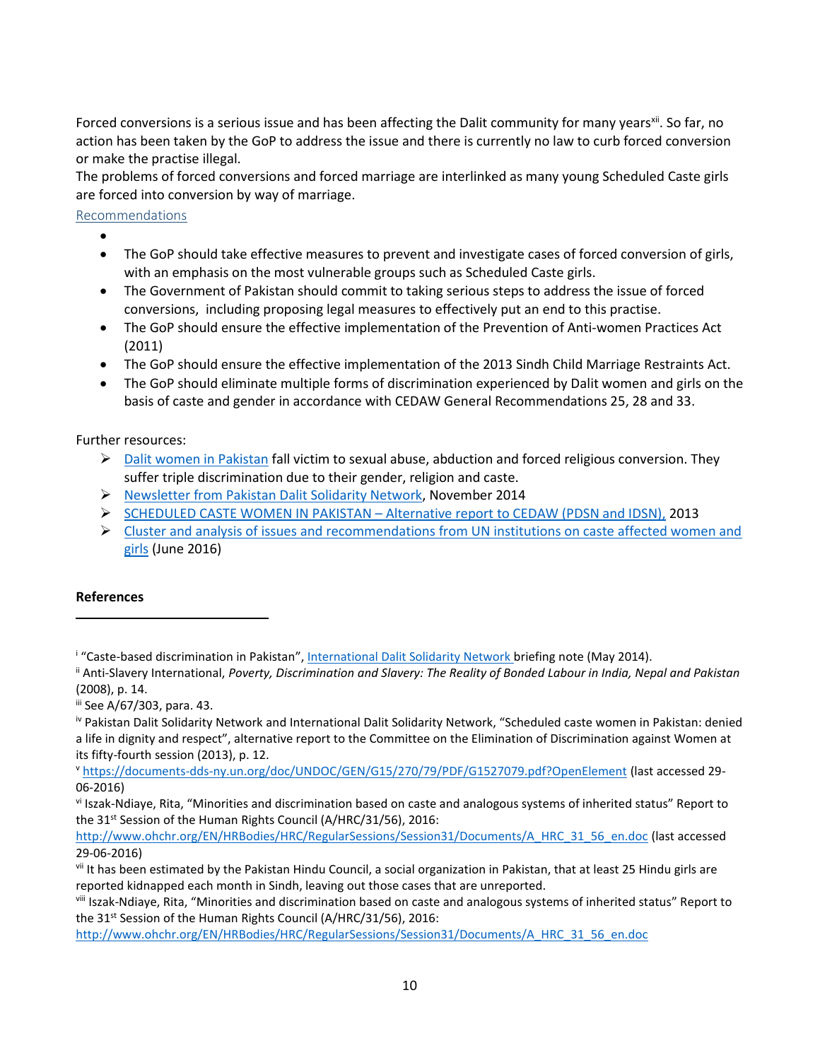Forced conversions is a serious issue and has been affecting the Dalit community for many years[xii]. So far, no action has been taken by the GoP to address the issue and there is currently no law to curb forced conversion or make the practise illegal.
The problems of forced conversions and forced marriage are interlinked as many young Scheduled Caste girls are forced into conversion by way of marriage.

Recommendations

- 
- The GoP should take effective measures to prevent and investigate cases of forced conversion of girls, with an emphasis on the most vulnerable groups such as Scheduled Caste girls.
- The Government of Pakistan should commit to taking serious steps to address the issue of forced conversions, including proposing legal measures to effectively put an end to this practise.
- The GoP should ensure the effective implementation of the Prevention of Anti-women Practices Act (2011)
- The GoP should ensure the effective implementation of the 2013 Sindh Child Marriage Restraints Act.
- The GoP should eliminate multiple forms of discrimination experienced by Dalit women and girls on the basis of caste and gender in accordance with CEDAW General Recommendations 25, 28 and 33.

Further resources:

- Dalit women in Pakistan fall victim to sexual abuse, abduction and forced religious conversion. They suffer triple discrimination due to their gender, religion and caste.
- Newsletter from Pakistan Dalit Solidarity Network, November 2014
- SCHEDULED CASTE WOMEN IN PAKISTAN – Alternative report to CEDAW (PDSN and IDSN), 2013
- Cluster and analysis of issues and recommendations from UN institutions on caste affected women and girls (June 2016)

**References**

---

[i] "Caste-based discrimination in Pakistan", International Dalit Solidarity Network briefing note (May 2014).

[ii] Anti-Slavery International, *Poverty, Discrimination and Slavery: The Reality of Bonded Labour in India, Nepal and Pakistan* (2008), p. 14.

[iii] See A/67/303, para. 43.

[iv] Pakistan Dalit Solidarity Network and International Dalit Solidarity Network, "Scheduled caste women in Pakistan: denied a life in dignity and respect", alternative report to the Committee on the Elimination of Discrimination against Women at its fifty-fourth session (2013), p. 12.

[v] https://documents-dds-ny.un.org/doc/UNDOC/GEN/G15/270/79/PDF/G1527079.pdf?OpenElement (last accessed 29-06-2016)

[vi] Iszak-Ndiaye, Rita, "Minorities and discrimination based on caste and analogous systems of inherited status" Report to the 31st Session of the Human Rights Council (A/HRC/31/56), 2016: http://www.ohchr.org/EN/HRBodies/HRC/RegularSessions/Session31/Documents/A_HRC_31_56_en.doc (last accessed 29-06-2016)

[vii] It has been estimated by the Pakistan Hindu Council, a social organization in Pakistan, that at least 25 Hindu girls are reported kidnapped each month in Sindh, leaving out those cases that are unreported.

[viii] Iszak-Ndiaye, Rita, "Minorities and discrimination based on caste and analogous systems of inherited status" Report to the 31st Session of the Human Rights Council (A/HRC/31/56), 2016: http://www.ohchr.org/EN/HRBodies/HRC/RegularSessions/Session31/Documents/A_HRC_31_56_en.doc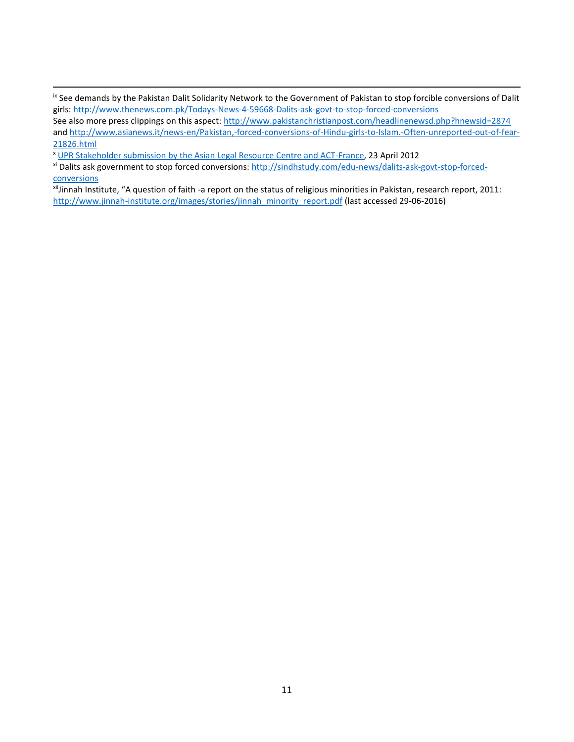---

[ix] See demands by the Pakistan Dalit Solidarity Network to the Government of Pakistan to stop forcible conversions of Dalit girls: http://www.thenews.com.pk/Todays-News-4-59668-Dalits-ask-govt-to-stop-forced-conversions
See also more press clippings on this aspect: http://www.pakistanchristianpost.com/headlinenewsd.php?hnewsid=2874 and http://www.asianews.it/news-en/Pakistan,-forced-conversions-of-Hindu-girls-to-Islam.-Often-unreported-out-of-fear-21826.html

[x] UPR Stakeholder submission by the Asian Legal Resource Centre and ACT-France, 23 April 2012

[xi] Dalits ask government to stop forced conversions: http://sindhstudy.com/edu-news/dalits-ask-govt-stop-forced-conversions

[xii] Jinnah Institute, "A question of faith -a report on the status of religious minorities in Pakistan, research report, 2011: http://www.jinnah-institute.org/images/stories/jinnah_minority_report.pdf (last accessed 29-06-2016)